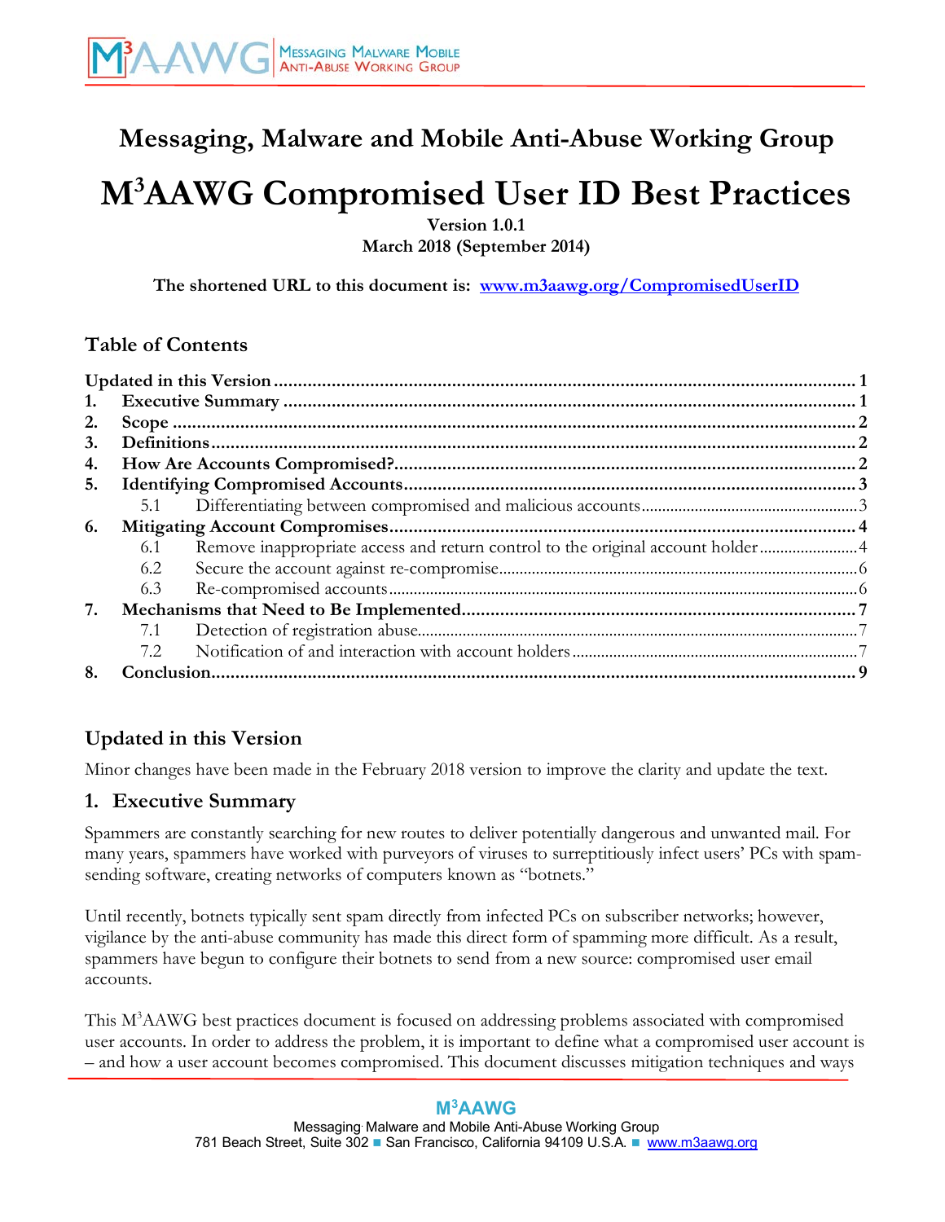# Messaging, Malware and Mobile Anti-Abuse Working Group

# M3AAWG Compromised User ID Best Practices

**Version 1.0.1**
**March 2018 (September 2014)**

**The shortened URL to this document is: [www.m3aawg.org/CompromisedUserID](www.m3aawg.org/CompromisedUserID)**

## Table of Contents

- Updated in this Version ... 1
- 1. Executive Summary ... 1
- 2. Scope ... 2
- 3. Definitions ... 2
- 4. How Are Accounts Compromised? ... 2
- 5. Identifying Compromised Accounts ... 3
  - 5.1 Differentiating between compromised and malicious accounts ... 3
- 6. Mitigating Account Compromises ... 4
  - 6.1 Remove inappropriate access and return control to the original account holder ... 4
  - 6.2 Secure the account against re-compromise ... 6
  - 6.3 Re-compromised accounts ... 6
- 7. Mechanisms that Need to Be Implemented ... 7
  - 7.1 Detection of registration abuse ... 7
  - 7.2 Notification of and interaction with account holders ... 7
- 8. Conclusion ... 9

## Updated in this Version

Minor changes have been made in the February 2018 version to improve the clarity and update the text.

## 1. Executive Summary

Spammers are constantly searching for new routes to deliver potentially dangerous and unwanted mail. For many years, spammers have worked with purveyors of viruses to surreptitiously infect users' PCs with spam-sending software, creating networks of computers known as "botnets."

Until recently, botnets typically sent spam directly from infected PCs on subscriber networks; however, vigilance by the anti-abuse community has made this direct form of spamming more difficult. As a result, spammers have begun to configure their botnets to send from a new source: compromised user email accounts.

This M3AAWG best practices document is focused on addressing problems associated with compromised user accounts. In order to address the problem, it is important to define what a compromised user account is – and how a user account becomes compromised. This document discusses mitigation techniques and ways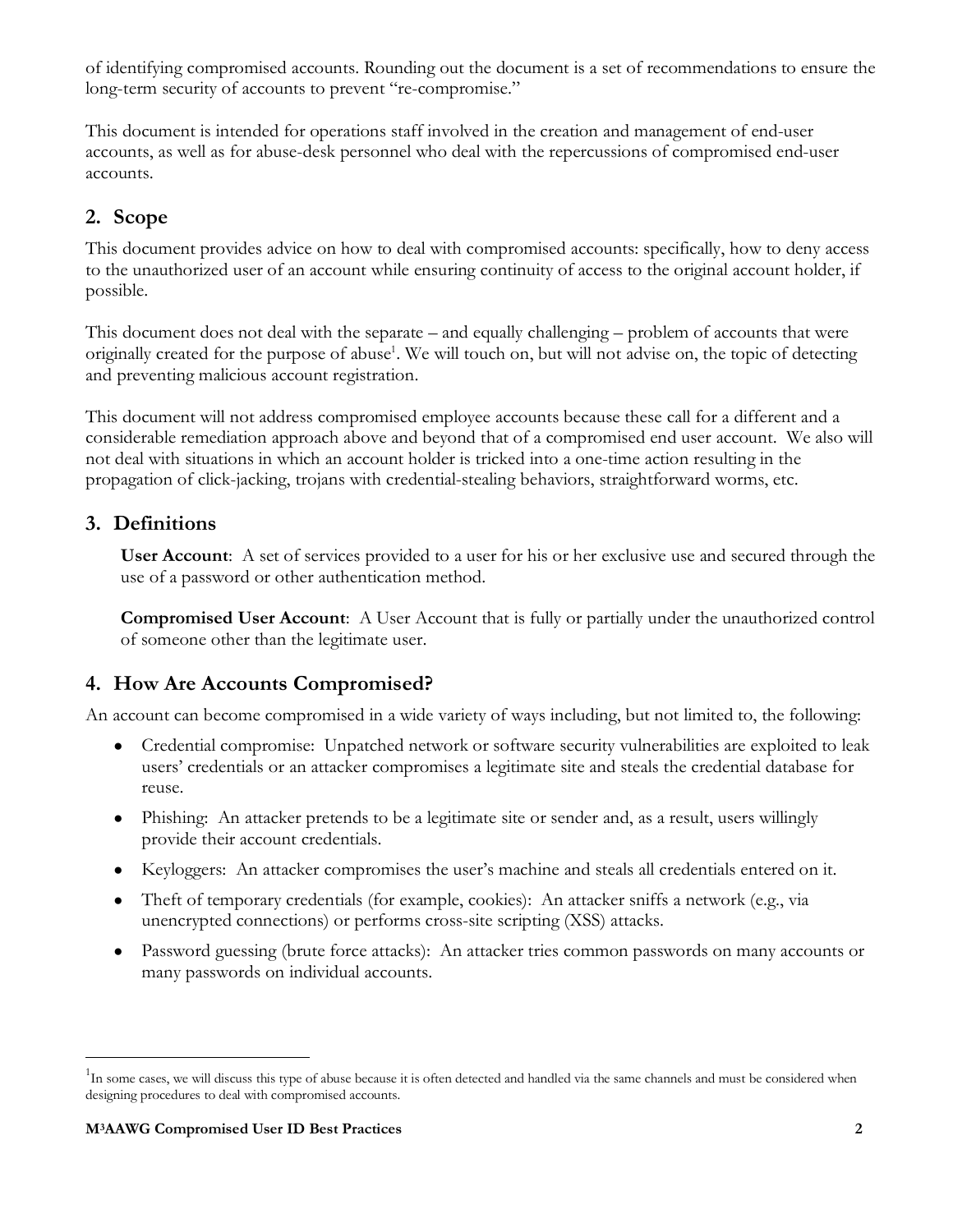of identifying compromised accounts. Rounding out the document is a set of recommendations to ensure the long-term security of accounts to prevent "re-compromise."

This document is intended for operations staff involved in the creation and management of end-user accounts, as well as for abuse-desk personnel who deal with the repercussions of compromised end-user accounts.

## 2. Scope

This document provides advice on how to deal with compromised accounts: specifically, how to deny access to the unauthorized user of an account while ensuring continuity of access to the original account holder, if possible.

This document does not deal with the separate – and equally challenging – problem of accounts that were originally created for the purpose of abuse[1]. We will touch on, but will not advise on, the topic of detecting and preventing malicious account registration.

This document will not address compromised employee accounts because these call for a different and a considerable remediation approach above and beyond that of a compromised end user account. We also will not deal with situations in which an account holder is tricked into a one-time action resulting in the propagation of click-jacking, trojans with credential-stealing behaviors, straightforward worms, etc.

## 3. Definitions

**User Account**: A set of services provided to a user for his or her exclusive use and secured through the use of a password or other authentication method.

**Compromised User Account**: A User Account that is fully or partially under the unauthorized control of someone other than the legitimate user.

## 4. How Are Accounts Compromised?

An account can become compromised in a wide variety of ways including, but not limited to, the following:

- Credential compromise: Unpatched network or software security vulnerabilities are exploited to leak users' credentials or an attacker compromises a legitimate site and steals the credential database for reuse.
- Phishing: An attacker pretends to be a legitimate site or sender and, as a result, users willingly provide their account credentials.
- Keyloggers: An attacker compromises the user's machine and steals all credentials entered on it.
- Theft of temporary credentials (for example, cookies): An attacker sniffs a network (e.g., via unencrypted connections) or performs cross-site scripting (XSS) attacks.
- Password guessing (brute force attacks): An attacker tries common passwords on many accounts or many passwords on individual accounts.

[1] In some cases, we will discuss this type of abuse because it is often detected and handled via the same channels and must be considered when designing procedures to deal with compromised accounts.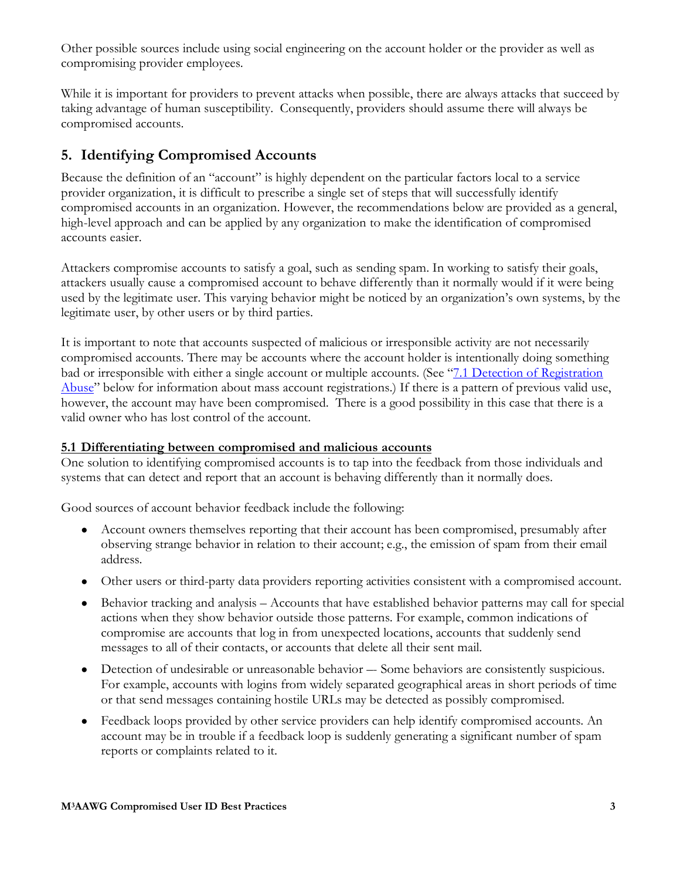Other possible sources include using social engineering on the account holder or the provider as well as compromising provider employees.

While it is important for providers to prevent attacks when possible, there are always attacks that succeed by taking advantage of human susceptibility. Consequently, providers should assume there will always be compromised accounts.

## 5. Identifying Compromised Accounts

Because the definition of an "account" is highly dependent on the particular factors local to a service provider organization, it is difficult to prescribe a single set of steps that will successfully identify compromised accounts in an organization. However, the recommendations below are provided as a general, high-level approach and can be applied by any organization to make the identification of compromised accounts easier.

Attackers compromise accounts to satisfy a goal, such as sending spam. In working to satisfy their goals, attackers usually cause a compromised account to behave differently than it normally would if it were being used by the legitimate user. This varying behavior might be noticed by an organization's own systems, by the legitimate user, by other users or by third parties.

It is important to note that accounts suspected of malicious or irresponsible activity are not necessarily compromised accounts. There may be accounts where the account holder is intentionally doing something bad or irresponsible with either a single account or multiple accounts. (See "7.1 Detection of Registration Abuse" below for information about mass account registrations.) If there is a pattern of previous valid use, however, the account may have been compromised. There is a good possibility in this case that there is a valid owner who has lost control of the account.

### 5.1 Differentiating between compromised and malicious accounts

One solution to identifying compromised accounts is to tap into the feedback from those individuals and systems that can detect and report that an account is behaving differently than it normally does.

Good sources of account behavior feedback include the following:

- Account owners themselves reporting that their account has been compromised, presumably after observing strange behavior in relation to their account; e.g., the emission of spam from their email address.
- Other users or third-party data providers reporting activities consistent with a compromised account.
- Behavior tracking and analysis – Accounts that have established behavior patterns may call for special actions when they show behavior outside those patterns. For example, common indications of compromise are accounts that log in from unexpected locations, accounts that suddenly send messages to all of their contacts, or accounts that delete all their sent mail.
- Detection of undesirable or unreasonable behavior — Some behaviors are consistently suspicious. For example, accounts with logins from widely separated geographical areas in short periods of time or that send messages containing hostile URLs may be detected as possibly compromised.
- Feedback loops provided by other service providers can help identify compromised accounts. An account may be in trouble if a feedback loop is suddenly generating a significant number of spam reports or complaints related to it.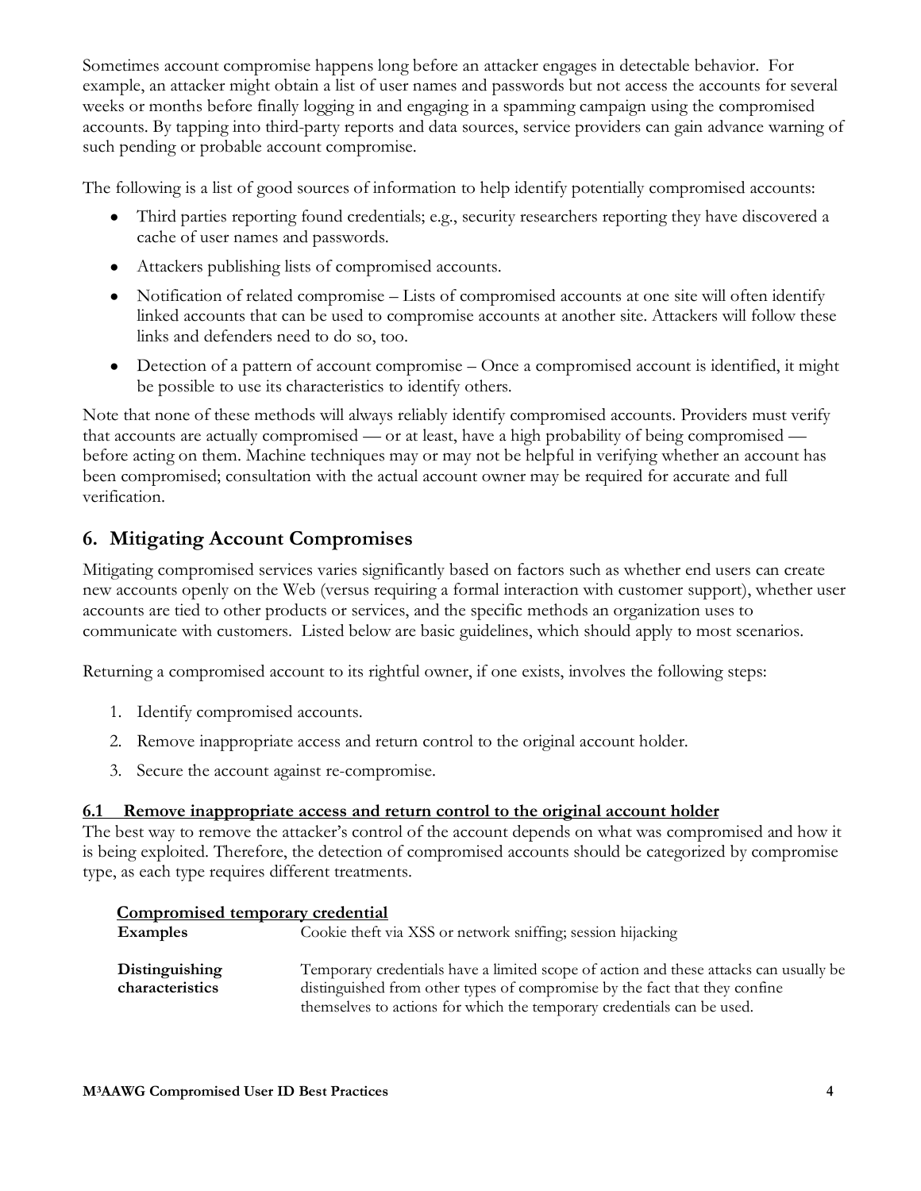Sometimes account compromise happens long before an attacker engages in detectable behavior. For example, an attacker might obtain a list of user names and passwords but not access the accounts for several weeks or months before finally logging in and engaging in a spamming campaign using the compromised accounts. By tapping into third-party reports and data sources, service providers can gain advance warning of such pending or probable account compromise.

The following is a list of good sources of information to help identify potentially compromised accounts:

- Third parties reporting found credentials; e.g., security researchers reporting they have discovered a cache of user names and passwords.
- Attackers publishing lists of compromised accounts.
- Notification of related compromise – Lists of compromised accounts at one site will often identify linked accounts that can be used to compromise accounts at another site. Attackers will follow these links and defenders need to do so, too.
- Detection of a pattern of account compromise – Once a compromised account is identified, it might be possible to use its characteristics to identify others.

Note that none of these methods will always reliably identify compromised accounts. Providers must verify that accounts are actually compromised — or at least, have a high probability of being compromised — before acting on them. Machine techniques may or may not be helpful in verifying whether an account has been compromised; consultation with the actual account owner may be required for accurate and full verification.

## 6. Mitigating Account Compromises

Mitigating compromised services varies significantly based on factors such as whether end users can create new accounts openly on the Web (versus requiring a formal interaction with customer support), whether user accounts are tied to other products or services, and the specific methods an organization uses to communicate with customers. Listed below are basic guidelines, which should apply to most scenarios.

Returning a compromised account to its rightful owner, if one exists, involves the following steps:

1. Identify compromised accounts.
2. Remove inappropriate access and return control to the original account holder.
3. Secure the account against re-compromise.

### 6.1 Remove inappropriate access and return control to the original account holder

The best way to remove the attacker's control of the account depends on what was compromised and how it is being exploited. Therefore, the detection of compromised accounts should be categorized by compromise type, as each type requires different treatments.

**Compromised temporary credential**

| | |
|---|---|
| **Examples** | Cookie theft via XSS or network sniffing; session hijacking |
| **Distinguishing characteristics** | Temporary credentials have a limited scope of action and these attacks can usually be distinguished from other types of compromise by the fact that they confine themselves to actions for which the temporary credentials can be used. |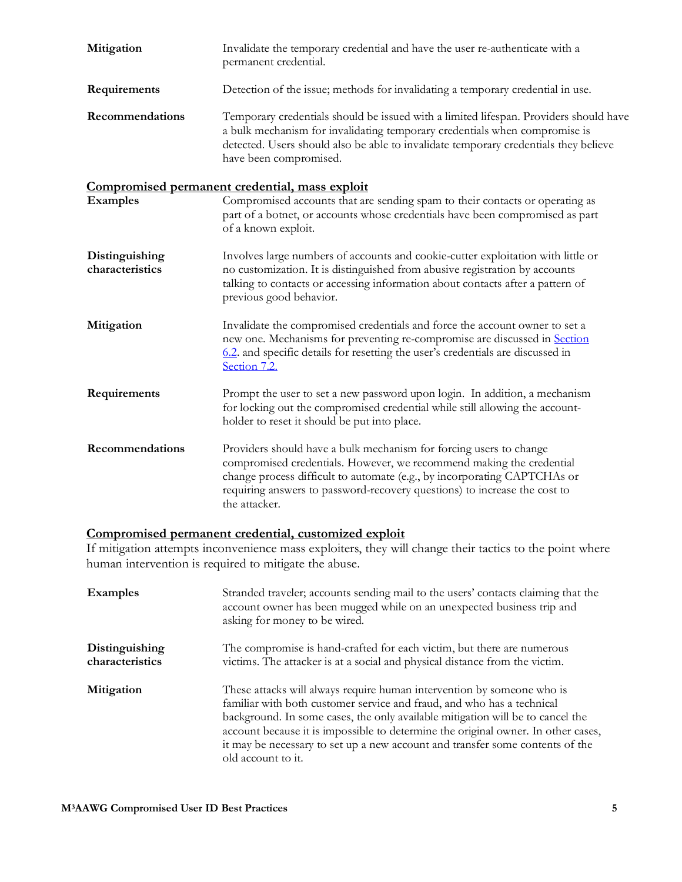| | |
|---|---|
| **Mitigation** | Invalidate the temporary credential and have the user re-authenticate with a permanent credential. |
| **Requirements** | Detection of the issue; methods for invalidating a temporary credential in use. |
| **Recommendations** | Temporary credentials should be issued with a limited lifespan. Providers should have a bulk mechanism for invalidating temporary credentials when compromise is detected. Users should also be able to invalidate temporary credentials they believe have been compromised. |

**Compromised permanent credential, mass exploit**

| | |
|---|---|
| **Examples** | Compromised accounts that are sending spam to their contacts or operating as part of a botnet, or accounts whose credentials have been compromised as part of a known exploit. |
| **Distinguishing characteristics** | Involves large numbers of accounts and cookie-cutter exploitation with little or no customization. It is distinguished from abusive registration by accounts talking to contacts or accessing information about contacts after a pattern of previous good behavior. |
| **Mitigation** | Invalidate the compromised credentials and force the account owner to set a new one. Mechanisms for preventing re-compromise are discussed in Section 6.2. and specific details for resetting the user's credentials are discussed in Section 7.2. |
| **Requirements** | Prompt the user to set a new password upon login. In addition, a mechanism for locking out the compromised credential while still allowing the account-holder to reset it should be put into place. |
| **Recommendations** | Providers should have a bulk mechanism for forcing users to change compromised credentials. However, we recommend making the credential change process difficult to automate (e.g., by incorporating CAPTCHAs or requiring answers to password-recovery questions) to increase the cost to the attacker. |

**Compromised permanent credential, customized exploit**

If mitigation attempts inconvenience mass exploiters, they will change their tactics to the point where human intervention is required to mitigate the abuse.

| | |
|---|---|
| **Examples** | Stranded traveler; accounts sending mail to the users' contacts claiming that the account owner has been mugged while on an unexpected business trip and asking for money to be wired. |
| **Distinguishing characteristics** | The compromise is hand-crafted for each victim, but there are numerous victims. The attacker is at a social and physical distance from the victim. |
| **Mitigation** | These attacks will always require human intervention by someone who is familiar with both customer service and fraud, and who has a technical background. In some cases, the only available mitigation will be to cancel the account because it is impossible to determine the original owner. In other cases, it may be necessary to set up a new account and transfer some contents of the old account to it. |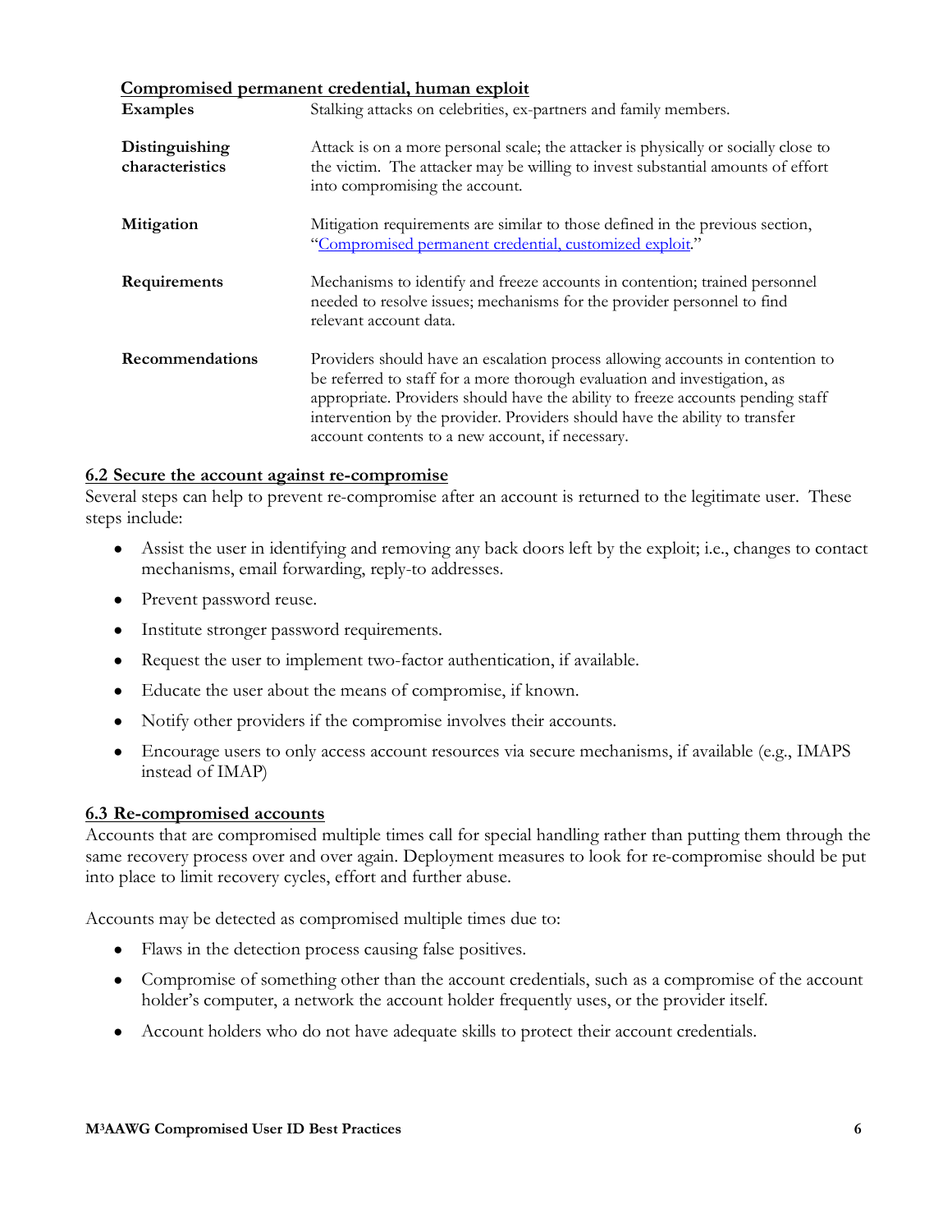**Compromised permanent credential, human exploit**

| | |
|---|---|
| **Examples** | Stalking attacks on celebrities, ex-partners and family members. |
| **Distinguishing characteristics** | Attack is on a more personal scale; the attacker is physically or socially close to the victim. The attacker may be willing to invest substantial amounts of effort into compromising the account. |
| **Mitigation** | Mitigation requirements are similar to those defined in the previous section, "[Compromised permanent credential, customized exploit](#)." |
| **Requirements** | Mechanisms to identify and freeze accounts in contention; trained personnel needed to resolve issues; mechanisms for the provider personnel to find relevant account data. |
| **Recommendations** | Providers should have an escalation process allowing accounts in contention to be referred to staff for a more thorough evaluation and investigation, as appropriate. Providers should have the ability to freeze accounts pending staff intervention by the provider. Providers should have the ability to transfer account contents to a new account, if necessary. |

## 6.2 Secure the account against re-compromise

Several steps can help to prevent re-compromise after an account is returned to the legitimate user. These steps include:

- Assist the user in identifying and removing any back doors left by the exploit; i.e., changes to contact mechanisms, email forwarding, reply-to addresses.
- Prevent password reuse.
- Institute stronger password requirements.
- Request the user to implement two-factor authentication, if available.
- Educate the user about the means of compromise, if known.
- Notify other providers if the compromise involves their accounts.
- Encourage users to only access account resources via secure mechanisms, if available (e.g., IMAPS instead of IMAP)

## 6.3 Re-compromised accounts

Accounts that are compromised multiple times call for special handling rather than putting them through the same recovery process over and over again. Deployment measures to look for re-compromise should be put into place to limit recovery cycles, effort and further abuse.

Accounts may be detected as compromised multiple times due to:

- Flaws in the detection process causing false positives.
- Compromise of something other than the account credentials, such as a compromise of the account holder's computer, a network the account holder frequently uses, or the provider itself.
- Account holders who do not have adequate skills to protect their account credentials.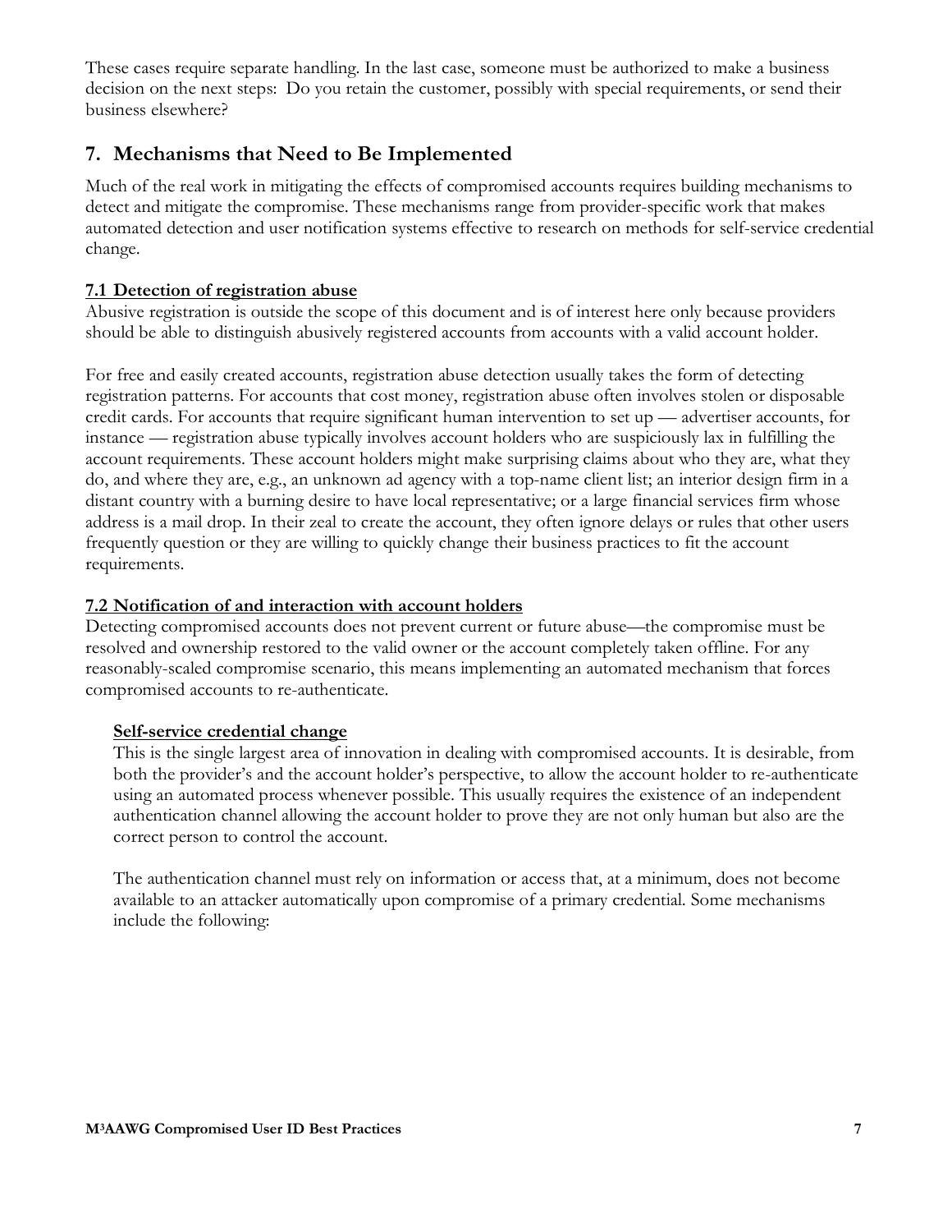These cases require separate handling. In the last case, someone must be authorized to make a business decision on the next steps: Do you retain the customer, possibly with special requirements, or send their business elsewhere?

## 7. Mechanisms that Need to Be Implemented

Much of the real work in mitigating the effects of compromised accounts requires building mechanisms to detect and mitigate the compromise. These mechanisms range from provider-specific work that makes automated detection and user notification systems effective to research on methods for self-service credential change.

### 7.1 Detection of registration abuse

Abusive registration is outside the scope of this document and is of interest here only because providers should be able to distinguish abusively registered accounts from accounts with a valid account holder.

For free and easily created accounts, registration abuse detection usually takes the form of detecting registration patterns. For accounts that cost money, registration abuse often involves stolen or disposable credit cards. For accounts that require significant human intervention to set up — advertiser accounts, for instance — registration abuse typically involves account holders who are suspiciously lax in fulfilling the account requirements. These account holders might make surprising claims about who they are, what they do, and where they are, e.g., an unknown ad agency with a top-name client list; an interior design firm in a distant country with a burning desire to have local representative; or a large financial services firm whose address is a mail drop. In their zeal to create the account, they often ignore delays or rules that other users frequently question or they are willing to quickly change their business practices to fit the account requirements.

### 7.2 Notification of and interaction with account holders

Detecting compromised accounts does not prevent current or future abuse—the compromise must be resolved and ownership restored to the valid owner or the account completely taken offline. For any reasonably-scaled compromise scenario, this means implementing an automated mechanism that forces compromised accounts to re-authenticate.

#### Self-service credential change

This is the single largest area of innovation in dealing with compromised accounts. It is desirable, from both the provider's and the account holder's perspective, to allow the account holder to re-authenticate using an automated process whenever possible. This usually requires the existence of an independent authentication channel allowing the account holder to prove they are not only human but also are the correct person to control the account.

The authentication channel must rely on information or access that, at a minimum, does not become available to an attacker automatically upon compromise of a primary credential. Some mechanisms include the following: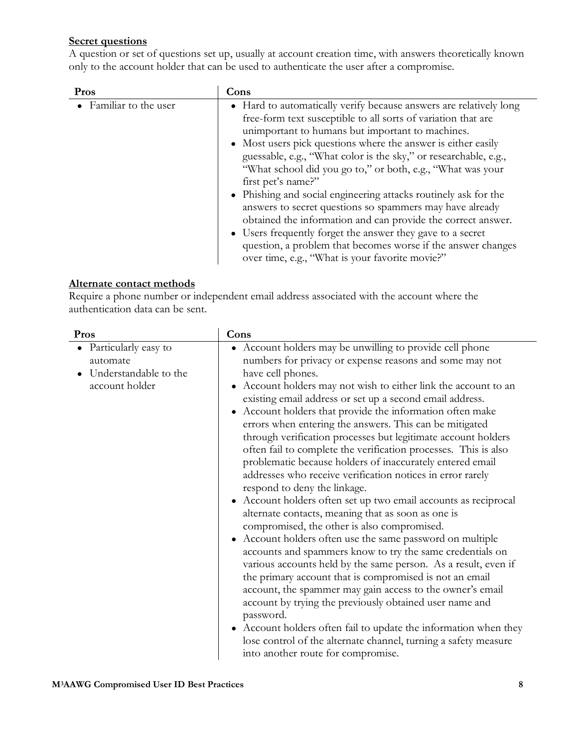**Secret questions**

A question or set of questions set up, usually at account creation time, with answers theoretically known only to the account holder that can be used to authenticate the user after a compromise.

| Pros | Cons |
| --- | --- |
| • Familiar to the user | • Hard to automatically verify because answers are relatively long free-form text susceptible to all sorts of variation that are unimportant to humans but important to machines.<br>• Most users pick questions where the answer is either easily guessable, e.g., "What color is the sky," or researchable, e.g., "What school did you go to," or both, e.g., "What was your first pet's name?"<br>• Phishing and social engineering attacks routinely ask for the answers to secret questions so spammers may have already obtained the information and can provide the correct answer.<br>• Users frequently forget the answer they gave to a secret question, a problem that becomes worse if the answer changes over time, e.g., "What is your favorite movie?" |

**Alternate contact methods**

Require a phone number or independent email address associated with the account where the authentication data can be sent.

| Pros | Cons |
| --- | --- |
| • Particularly easy to automate<br>• Understandable to the account holder | • Account holders may be unwilling to provide cell phone numbers for privacy or expense reasons and some may not have cell phones.<br>• Account holders may not wish to either link the account to an existing email address or set up a second email address.<br>• Account holders that provide the information often make errors when entering the answers. This can be mitigated through verification processes but legitimate account holders often fail to complete the verification processes. This is also problematic because holders of inaccurately entered email addresses who receive verification notices in error rarely respond to deny the linkage.<br>• Account holders often set up two email accounts as reciprocal alternate contacts, meaning that as soon as one is compromised, the other is also compromised.<br>• Account holders often use the same password on multiple accounts and spammers know to try the same credentials on various accounts held by the same person. As a result, even if the primary account that is compromised is not an email account, the spammer may gain access to the owner's email account by trying the previously obtained user name and password.<br>• Account holders often fail to update the information when they lose control of the alternate channel, turning a safety measure into another route for compromise. |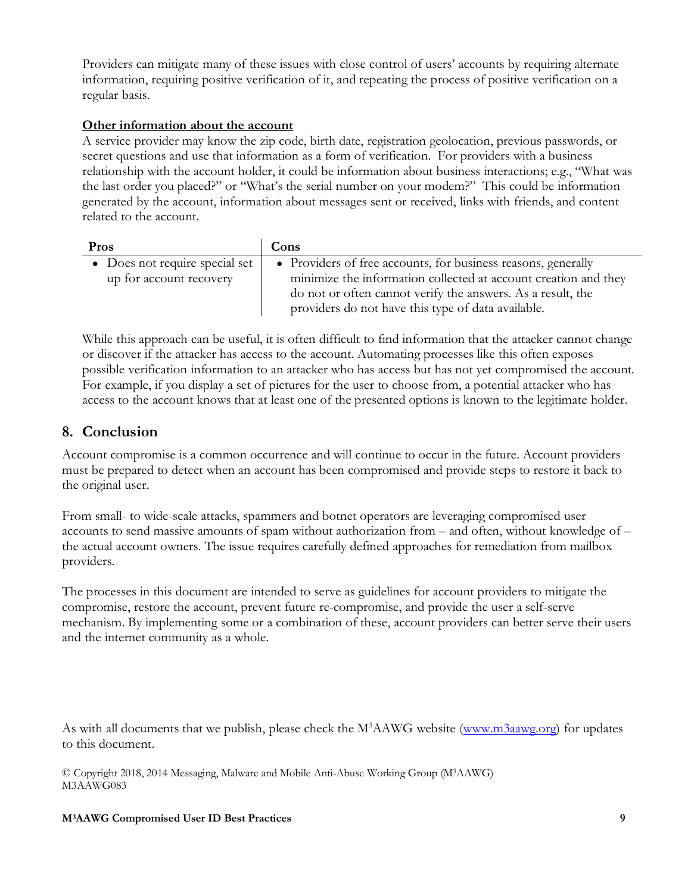Providers can mitigate many of these issues with close control of users' accounts by requiring alternate information, requiring positive verification of it, and repeating the process of positive verification on a regular basis.

**Other information about the account**

A service provider may know the zip code, birth date, registration geolocation, previous passwords, or secret questions and use that information as a form of verification. For providers with a business relationship with the account holder, it could be information about business interactions; e.g., "What was the last order you placed?" or "What's the serial number on your modem?" This could be information generated by the account, information about messages sent or received, links with friends, and content related to the account.

| Pros | Cons |
| --- | --- |
| • Does not require special set up for account recovery | • Providers of free accounts, for business reasons, generally minimize the information collected at account creation and they do not or often cannot verify the answers. As a result, the providers do not have this type of data available. |

While this approach can be useful, it is often difficult to find information that the attacker cannot change or discover if the attacker has access to the account. Automating processes like this often exposes possible verification information to an attacker who has access but has not yet compromised the account. For example, if you display a set of pictures for the user to choose from, a potential attacker who has access to the account knows that at least one of the presented options is known to the legitimate holder.

## 8. Conclusion

Account compromise is a common occurrence and will continue to occur in the future. Account providers must be prepared to detect when an account has been compromised and provide steps to restore it back to the original user.

From small- to wide-scale attacks, spammers and botnet operators are leveraging compromised user accounts to send massive amounts of spam without authorization from – and often, without knowledge of – the actual account owners. The issue requires carefully defined approaches for remediation from mailbox providers.

The processes in this document are intended to serve as guidelines for account providers to mitigate the compromise, restore the account, prevent future re-compromise, and provide the user a self-serve mechanism. By implementing some or a combination of these, account providers can better serve their users and the internet community as a whole.

As with all documents that we publish, please check the M³AAWG website (www.m3aawg.org) for updates to this document.

© Copyright 2018, 2014 Messaging, Malware and Mobile Anti-Abuse Working Group (M³AAWG)
M3AAWG083